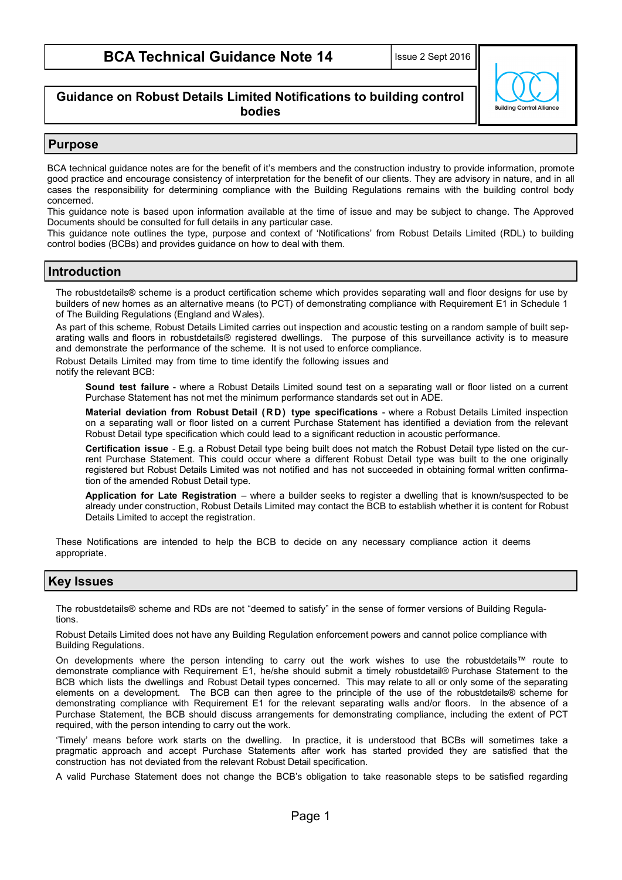# BCA Technical Guidance Note 14

Issue 2 Sept 2016

## Guidance on Robust Details Limited Notifications to building control bodies

## Purpose

BCA technical guidance notes are for the benefit of it's members and the construction industry to provide information, promote good practice and encourage consistency of interpretation for the benefit of our clients. They are advisory in nature, and in all cases the responsibility for determining compliance with the Building Regulations remains with the building control body concerned.

This guidance note is based upon information available at the time of issue and may be subject to change. The Approved Documents should be consulted for full details in any particular case.

This guidance note outlines the type, purpose and context of 'Notifications' from Robust Details Limited (RDL) to building control bodies (BCBs) and provides guidance on how to deal with them.

## Introduction

The robustdetails® scheme is a product certification scheme which provides separating wall and floor designs for use by builders of new homes as an alternative means (to PCT) of demonstrating compliance with Requirement E1 in Schedule 1 of The Building Regulations (England and Wales).

As part of this scheme, Robust Details Limited carries out inspection and acoustic testing on a random sample of built separating walls and floors in robustdetails® registered dwellings. The purpose of this surveillance activity is to measure and demonstrate the performance of the scheme. It is not used to enforce compliance.

Robust Details Limited may from time to time identify the following issues and notify the relevant BCB:

**Sound test failure** - where a Robust Details Limited sound test on a separating wall or floor listed on a current Purchase Statement has not met the minimum performance standards set out in ADE.

**Material deviation from Robust Detail (RD) type specifications** - where a Robust Details Limited inspection on a separating wall or floor listed on a current Purchase Statement has identified a deviation from the relevant Robust Detail type specification which could lead to a significant reduction in acoustic performance.

**Certification issue** - E.g. a Robust Detail type being built does not match the Robust Detail type listed on the current Purchase Statement. This could occur where a different Robust Detail type was built to the one originally registered but Robust Details Limited was not notified and has not succeeded in obtaining formal written confirmation of the amended Robust Detail type.

**Application for Late Registration** – where a builder seeks to register a dwelling that is known/suspected to be already under construction, Robust Details Limited may contact the BCB to establish whether it is content for Robust Details Limited to accept the registration.

These Notifications are intended to help the BCB to decide on any necessary compliance action it deems appropriate.

## Key Issues

The robustdetails® scheme and RDs are not "deemed to satisfy" in the sense of former versions of Building Regulations.

Robust Details Limited does not have any Building Regulation enforcement powers and cannot police compliance with Building Regulations.

On developments where the person intending to carry out the work wishes to use the robustdetails™ route to demonstrate compliance with Requirement E1, he/she should submit a timely robustdetail® Purchase Statement to the BCB which lists the dwellings and Robust Detail types concerned. This may relate to all or only some of the separating elements on a development. The BCB can then agree to the principle of the use of the robustdetails® scheme for demonstrating compliance with Requirement E1 for the relevant separating walls and/or floors. In the absence of a Purchase Statement, the BCB should discuss arrangements for demonstrating compliance, including the extent of PCT required, with the person intending to carry out the work.

'Timely' means before work starts on the dwelling. In practice, it is understood that BCBs will sometimes take a pragmatic approach and accept Purchase Statements after work has started provided they are satisfied that the construction has not deviated from the relevant Robust Detail specification.

A valid Purchase Statement does not change the BCB's obligation to take reasonable steps to be satisfied regarding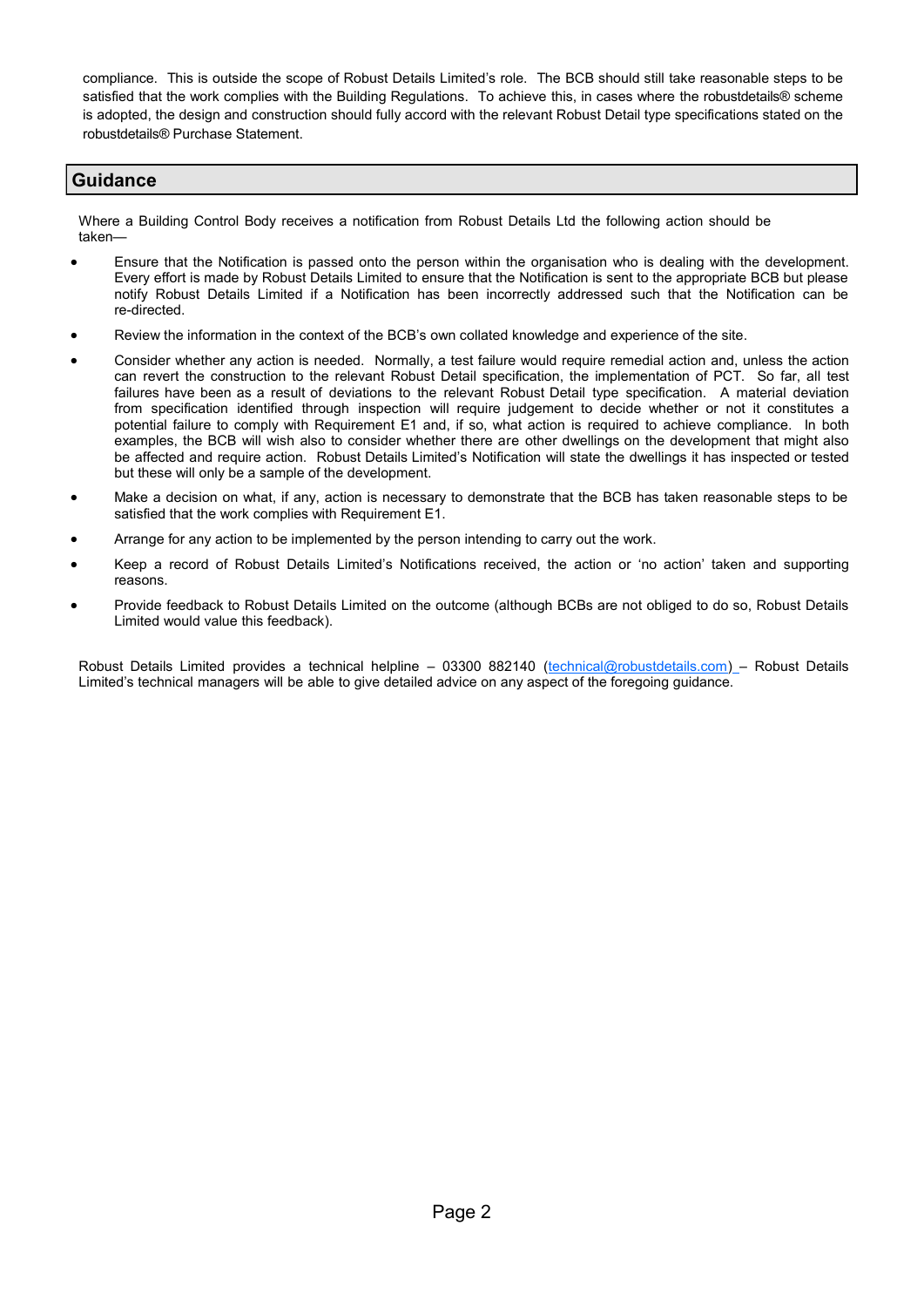compliance. This is outside the scope of Robust Details Limited's role. The BCB should still take reasonable steps to be satisfied that the work complies with the Building Regulations. To achieve this, in cases where the robustdetails® scheme is adopted, the design and construction should fully accord with the relevant Robust Detail type specifications stated on the robustdetails® Purchase Statement.

## Guidance

Where a Building Control Body receives a notification from Robust Details Ltd the following action should be taken—

- Ensure that the Notification is passed onto the person within the organisation who is dealing with the development. Every effort is made by Robust Details Limited to ensure that the Notification is sent to the appropriate BCB but please notify Robust Details Limited if a Notification has been incorrectly addressed such that the Notification can be re-directed.
- Review the information in the context of the BCB's own collated knowledge and experience of the site.
- Consider whether any action is needed. Normally, a test failure would require remedial action and, unless the action can revert the construction to the relevant Robust Detail specification, the implementation of PCT. So far, all test failures have been as a result of deviations to the relevant Robust Detail type specification. A material deviation from specification identified through inspection will require judgement to decide whether or not it constitutes a potential failure to comply with Requirement E1 and, if so, what action is required to achieve compliance. In both examples, the BCB will wish also to consider whether there are other dwellings on the development that might also be affected and require action. Robust Details Limited's Notification will state the dwellings it has inspected or tested but these will only be a sample of the development.
- Make a decision on what, if any, action is necessary to demonstrate that the BCB has taken reasonable steps to be satisfied that the work complies with Requirement E1.
- Arrange for any action to be implemented by the person intending to carry out the work.
- Keep a record of Robust Details Limited's Notifications received, the action or 'no action' taken and supporting reasons.
- Provide feedback to Robust Details Limited on the outcome (although BCBs are not obliged to do so, Robust Details Limited would value this feedback).

Robust Details Limited provides a technical helpline – 03300 882140 (technical@robustdetails.com) – Robust Details Limited's technical managers will be able to give detailed advice on any aspect of the foregoing guidance.